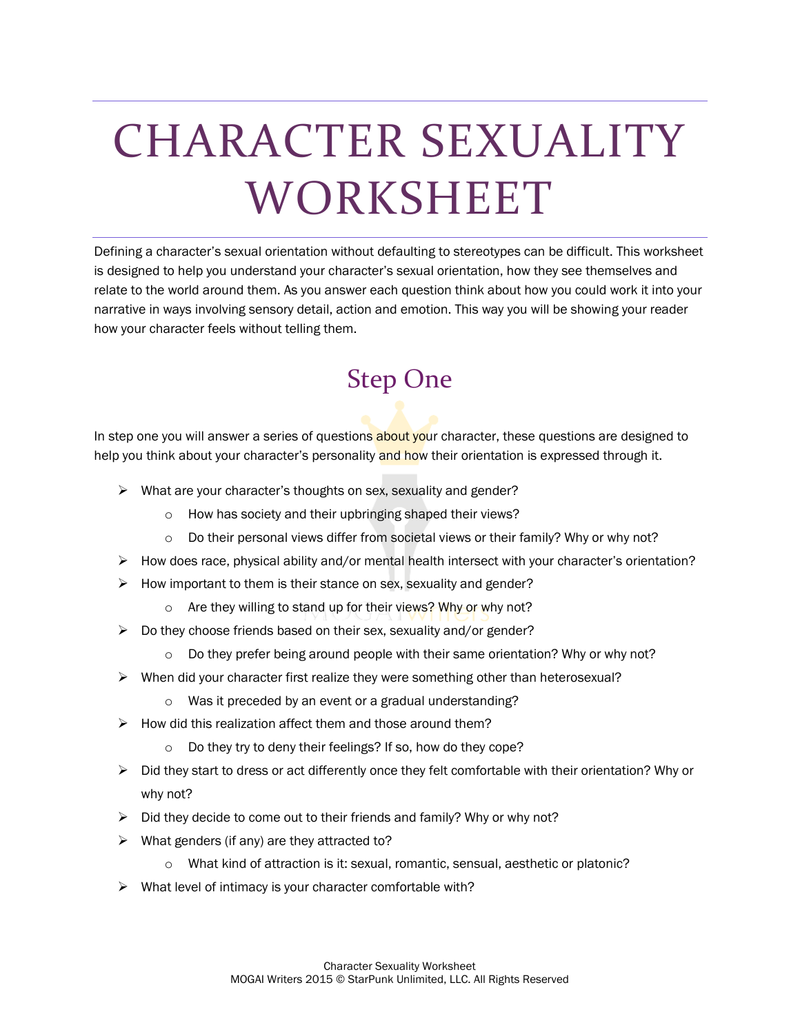# CHARACTER SEXUALITY WORKSHEET

Defining a character's sexual orientation without defaulting to stereotypes can be difficult. This worksheet is designed to help you understand your character's sexual orientation, how they see themselves and relate to the world around them. As you answer each question think about how you could work it into your narrative in ways involving sensory detail, action and emotion. This way you will be showing your reader how your character feels without telling them.

## Step One

In step one you will answer a series of questions about your character, these questions are designed to help you think about your character's personality and how their orientation is expressed through it.

- What are your character's thoughts on sex, sexuality and gender?
  - How has society and their upbringing shaped their views?
  - Do their personal views differ from societal views or their family? Why or why not?
- How does race, physical ability and/or mental health intersect with your character's orientation?
- How important to them is their stance on sex, sexuality and gender?
  - Are they willing to stand up for their views? Why or why not?
- Do they choose friends based on their sex, sexuality and/or gender?
  - Do they prefer being around people with their same orientation? Why or why not?
- When did your character first realize they were something other than heterosexual?
  - Was it preceded by an event or a gradual understanding?
- How did this realization affect them and those around them?
  - Do they try to deny their feelings? If so, how do they cope?
- Did they start to dress or act differently once they felt comfortable with their orientation? Why or why not?
- Did they decide to come out to their friends and family? Why or why not?
- What genders (if any) are they attracted to?
  - What kind of attraction is it: sexual, romantic, sensual, aesthetic or platonic?
- What level of intimacy is your character comfortable with?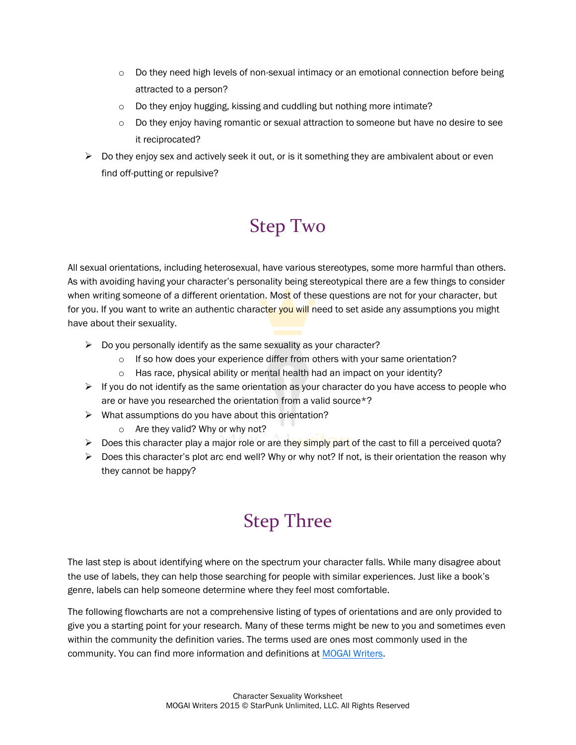- Do they need high levels of non-sexual intimacy or an emotional connection before being attracted to a person?
  - Do they enjoy hugging, kissing and cuddling but nothing more intimate?
  - Do they enjoy having romantic or sexual attraction to someone but have no desire to see it reciprocated?
- Do they enjoy sex and actively seek it out, or is it something they are ambivalent about or even find off-putting or repulsive?

## Step Two

All sexual orientations, including heterosexual, have various stereotypes, some more harmful than others. As with avoiding having your character's personality being stereotypical there are a few things to consider when writing someone of a different orientation. Most of these questions are not for your character, but for you. If you want to write an authentic character you will need to set aside any assumptions you might have about their sexuality.

- Do you personally identify as the same sexuality as your character?
  - If so how does your experience differ from others with your same orientation?
  - Has race, physical ability or mental health had an impact on your identity?
- If you do not identify as the same orientation as your character do you have access to people who are or have you researched the orientation from a valid source*?
- What assumptions do you have about this orientation?
  - Are they valid? Why or why not?
- Does this character play a major role or are they simply part of the cast to fill a perceived quota?
- Does this character's plot arc end well? Why or why not? If not, is their orientation the reason why they cannot be happy?

## Step Three

The last step is about identifying where on the spectrum your character falls. While many disagree about the use of labels, they can help those searching for people with similar experiences. Just like a book's genre, labels can help someone determine where they feel most comfortable.

The following flowcharts are not a comprehensive listing of types of orientations and are only provided to give you a starting point for your research. Many of these terms might be new to you and sometimes even within the community the definition varies. The terms used are ones most commonly used in the community. You can find more information and definitions at MOGAI Writers.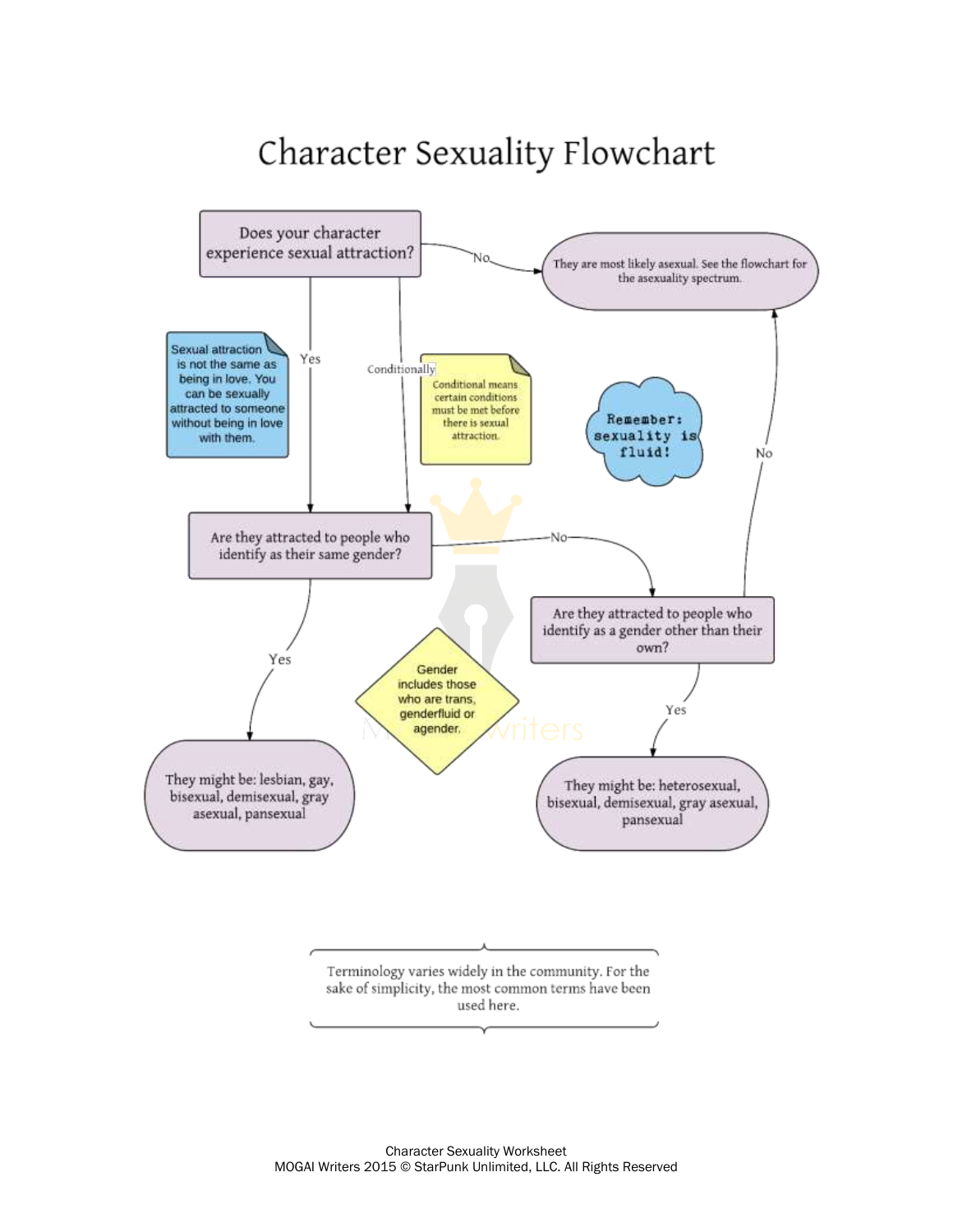# Character Sexuality Flowchart

**Does your character experience sexual attraction?**

- **No** → They are most likely asexual. See the flowchart for the asexuality spectrum.
- **Yes** → Are they attracted to people who identify as their same gender?
- **Conditionally** → Are they attracted to people who identify as their same gender?

> Sexual attraction is not the same as being in love. You can be sexually attracted to someone without being in love with them.

> Conditional means certain conditions must be met before there is sexual attraction.

> Remember: sexuality is fluid!

**Are they attracted to people who identify as their same gender?**

- **Yes** → They might be: lesbian, gay, bisexual, demisexual, gray asexual, pansexual
- **No** → Are they attracted to people who identify as a gender other than their own?

**Are they attracted to people who identify as a gender other than their own?**

- **Yes** → They might be: heterosexual, bisexual, demisexual, gray asexual, pansexual
- **No** → They are most likely asexual. See the flowchart for the asexuality spectrum.

> Gender includes those who are trans, genderfluid or agender.

Terminology varies widely in the community. For the sake of simplicity, the most common terms have been used here.

Character Sexuality Worksheet
MOGAI Writers 2015 © StarPunk Unlimited, LLC. All Rights Reserved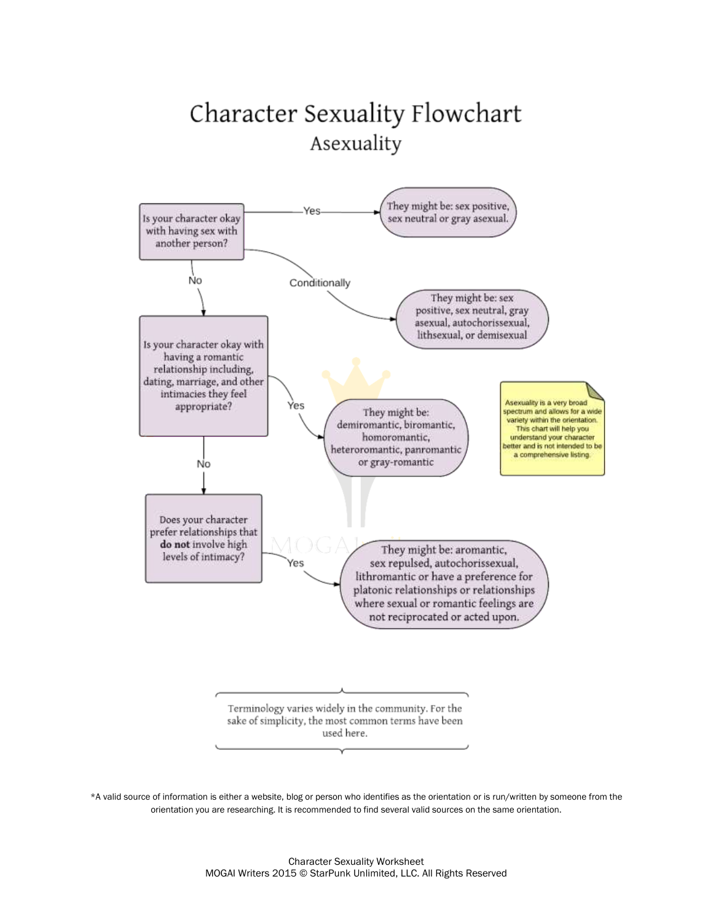# Character Sexuality Flowchart

## Asexuality

Is your character okay with having sex with another person?

Yes

They might be: sex positive, sex neutral or gray asexual.

Conditionally

They might be: sex positive, sex neutral, gray asexual, autochorissexual, lithsexual, or demisexual

No

Is your character okay with having a romantic relationship including, dating, marriage, and other intimacies they feel appropriate?

Yes

They might be: demiromantic, biromantic, homoromantic, heteroromantic, panromantic or gray-romantic

No

Does your character prefer relationships that **do not** involve high levels of intimacy?

Yes

They might be: aromantic, sex repulsed, autochorissexual, lithromantic or have a preference for platonic relationships or relationships where sexual or romantic feelings are not reciprocated or acted upon.

Asexuality is a very broad spectrum and allows for a wide variety within the orientation. This chart will help you understand your character better and is not intended to be a comprehensive listing.

Terminology varies widely in the community. For the sake of simplicity, the most common terms have been used here.

*A valid source of information is either a website, blog or person who identifies as the orientation or is run/written by someone from the orientation you are researching. It is recommended to find several valid sources on the same orientation.

Character Sexuality Worksheet
MOGAI Writers 2015 © StarPunk Unlimited, LLC. All Rights Reserved